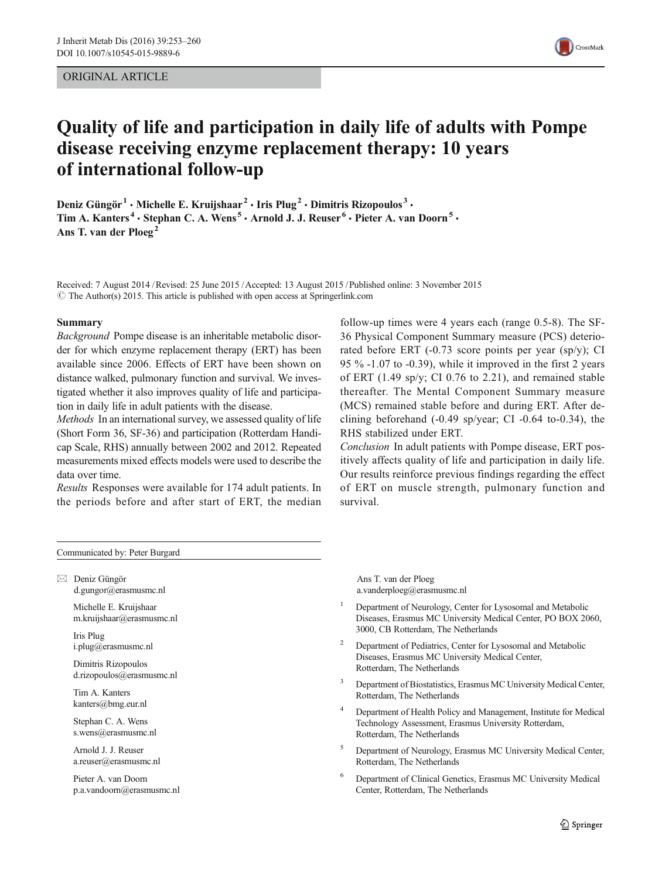ORIGINAL ARTICLE

# Quality of life and participation in daily life of adults with Pompe disease receiving enzyme replacement therapy: 10 years of international follow-up

**Deniz Güngör[1] · Michelle E. Kruijshaar[2] · Iris Plug[2] · Dimitris Rizopoulos[3] · Tim A. Kanters[4] · Stephan C. A. Wens[5] · Arnold J. J. Reuser[6] · Pieter A. van Doorn[5] · Ans T. van der Ploeg[2]**

Received: 7 August 2014 / Revised: 25 June 2015 / Accepted: 13 August 2015 / Published online: 3 November 2015
© The Author(s) 2015. This article is published with open access at Springerlink.com

## Summary

*Background* Pompe disease is an inheritable metabolic disorder for which enzyme replacement therapy (ERT) has been available since 2006. Effects of ERT have been shown on distance walked, pulmonary function and survival. We investigated whether it also improves quality of life and participation in daily life in adult patients with the disease.

*Methods* In an international survey, we assessed quality of life (Short Form 36, SF-36) and participation (Rotterdam Handicap Scale, RHS) annually between 2002 and 2012. Repeated measurements mixed effects models were used to describe the data over time.

*Results* Responses were available for 174 adult patients. In the periods before and after start of ERT, the median follow-up times were 4 years each (range 0.5-8). The SF-36 Physical Component Summary measure (PCS) deteriorated before ERT (-0.73 score points per year (sp/y); CI 95 % -1.07 to -0.39), while it improved in the first 2 years of ERT (1.49 sp/y; CI 0.76 to 2.21), and remained stable thereafter. The Mental Component Summary measure (MCS) remained stable before and during ERT. After declining beforehand (-0.49 sp/year; CI -0.64 to-0.34), the RHS stabilized under ERT.

*Conclusion* In adult patients with Pompe disease, ERT positively affects quality of life and participation in daily life. Our results reinforce previous findings regarding the effect of ERT on muscle strength, pulmonary function and survival.

---

Communicated by: Peter Burgard

✉ Deniz Güngör
d.gungor@erasmusmc.nl

Michelle E. Kruijshaar
m.kruijshaar@erasmusmc.nl

Iris Plug
i.plug@erasmusmc.nl

Dimitris Rizopoulos
d.rizopoulos@erasmusmc.nl

Tim A. Kanters
kanters@bmg.eur.nl

Stephan C. A. Wens
s.wens@erasmusmc.nl

Arnold J. J. Reuser
a.reuser@erasmusmc.nl

Pieter A. van Doorn
p.a.vandoorn@erasmusmc.nl

Ans T. van der Ploeg
a.vanderploeg@erasmusmc.nl

[1] Department of Neurology, Center for Lysosomal and Metabolic Diseases, Erasmus MC University Medical Center, PO BOX 2060, 3000, CB Rotterdam, The Netherlands

[2] Department of Pediatrics, Center for Lysosomal and Metabolic Diseases, Erasmus MC University Medical Center, Rotterdam, The Netherlands

[3] Department of Biostatistics, Erasmus MC University Medical Center, Rotterdam, The Netherlands

[4] Department of Health Policy and Management, Institute for Medical Technology Assessment, Erasmus University Rotterdam, Rotterdam, The Netherlands

[5] Department of Neurology, Erasmus MC University Medical Center, Rotterdam, The Netherlands

[6] Department of Clinical Genetics, Erasmus MC University Medical Center, Rotterdam, The Netherlands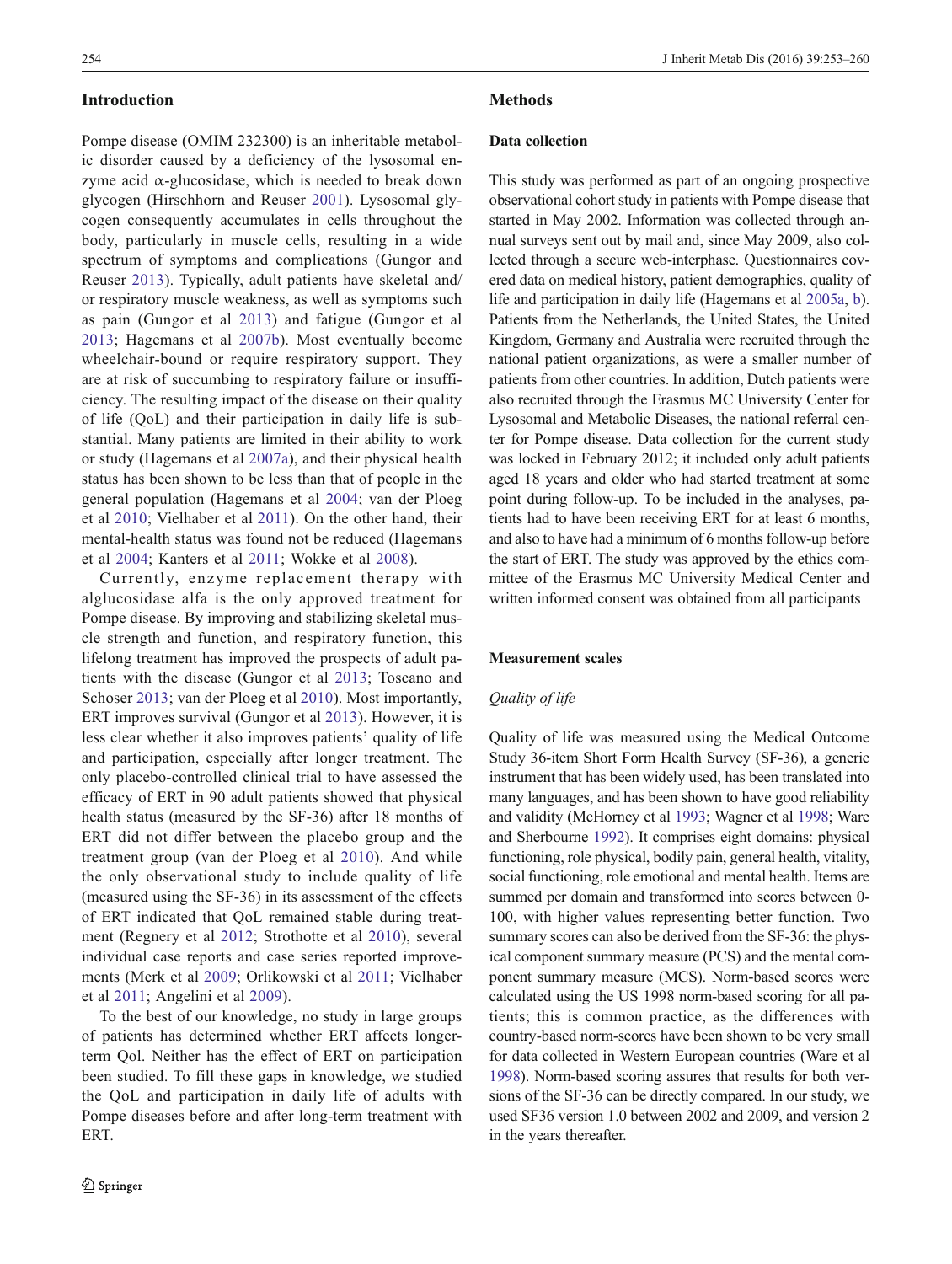## Introduction

Pompe disease (OMIM 232300) is an inheritable metabolic disorder caused by a deficiency of the lysosomal enzyme acid α-glucosidase, which is needed to break down glycogen (Hirschhorn and Reuser 2001). Lysosomal glycogen consequently accumulates in cells throughout the body, particularly in muscle cells, resulting in a wide spectrum of symptoms and complications (Gungor and Reuser 2013). Typically, adult patients have skeletal and/or respiratory muscle weakness, as well as symptoms such as pain (Gungor et al 2013) and fatigue (Gungor et al 2013; Hagemans et al 2007b). Most eventually become wheelchair-bound or require respiratory support. They are at risk of succumbing to respiratory failure or insufficiency. The resulting impact of the disease on their quality of life (QoL) and their participation in daily life is substantial. Many patients are limited in their ability to work or study (Hagemans et al 2007a), and their physical health status has been shown to be less than that of people in the general population (Hagemans et al 2004; van der Ploeg et al 2010; Vielhaber et al 2011). On the other hand, their mental-health status was found not be reduced (Hagemans et al 2004; Kanters et al 2011; Wokke et al 2008).

Currently, enzyme replacement therapy with alglucosidase alfa is the only approved treatment for Pompe disease. By improving and stabilizing skeletal muscle strength and function, and respiratory function, this lifelong treatment has improved the prospects of adult patients with the disease (Gungor et al 2013; Toscano and Schoser 2013; van der Ploeg et al 2010). Most importantly, ERT improves survival (Gungor et al 2013). However, it is less clear whether it also improves patients' quality of life and participation, especially after longer treatment. The only placebo-controlled clinical trial to have assessed the efficacy of ERT in 90 adult patients showed that physical health status (measured by the SF-36) after 18 months of ERT did not differ between the placebo group and the treatment group (van der Ploeg et al 2010). And while the only observational study to include quality of life (measured using the SF-36) in its assessment of the effects of ERT indicated that QoL remained stable during treatment (Regnery et al 2012; Strothotte et al 2010), several individual case reports and case series reported improvements (Merk et al 2009; Orlikowski et al 2011; Vielhaber et al 2011; Angelini et al 2009).

To the best of our knowledge, no study in large groups of patients has determined whether ERT affects longer-term Qol. Neither has the effect of ERT on participation been studied. To fill these gaps in knowledge, we studied the QoL and participation in daily life of adults with Pompe diseases before and after long-term treatment with ERT.

## Methods

### Data collection

This study was performed as part of an ongoing prospective observational cohort study in patients with Pompe disease that started in May 2002. Information was collected through annual surveys sent out by mail and, since May 2009, also collected through a secure web-interphase. Questionnaires covered data on medical history, patient demographics, quality of life and participation in daily life (Hagemans et al 2005a, b). Patients from the Netherlands, the United States, the United Kingdom, Germany and Australia were recruited through the national patient organizations, as were a smaller number of patients from other countries. In addition, Dutch patients were also recruited through the Erasmus MC University Center for Lysosomal and Metabolic Diseases, the national referral center for Pompe disease. Data collection for the current study was locked in February 2012; it included only adult patients aged 18 years and older who had started treatment at some point during follow-up. To be included in the analyses, patients had to have been receiving ERT for at least 6 months, and also to have had a minimum of 6 months follow-up before the start of ERT. The study was approved by the ethics committee of the Erasmus MC University Medical Center and written informed consent was obtained from all participants

### Measurement scales

#### *Quality of life*

Quality of life was measured using the Medical Outcome Study 36-item Short Form Health Survey (SF-36), a generic instrument that has been widely used, has been translated into many languages, and has been shown to have good reliability and validity (McHorney et al 1993; Wagner et al 1998; Ware and Sherbourne 1992). It comprises eight domains: physical functioning, role physical, bodily pain, general health, vitality, social functioning, role emotional and mental health. Items are summed per domain and transformed into scores between 0-100, with higher values representing better function. Two summary scores can also be derived from the SF-36: the physical component summary measure (PCS) and the mental component summary measure (MCS). Norm-based scores were calculated using the US 1998 norm-based scoring for all patients; this is common practice, as the differences with country-based norm-scores have been shown to be very small for data collected in Western European countries (Ware et al 1998). Norm-based scoring assures that results for both versions of the SF-36 can be directly compared. In our study, we used SF36 version 1.0 between 2002 and 2009, and version 2 in the years thereafter.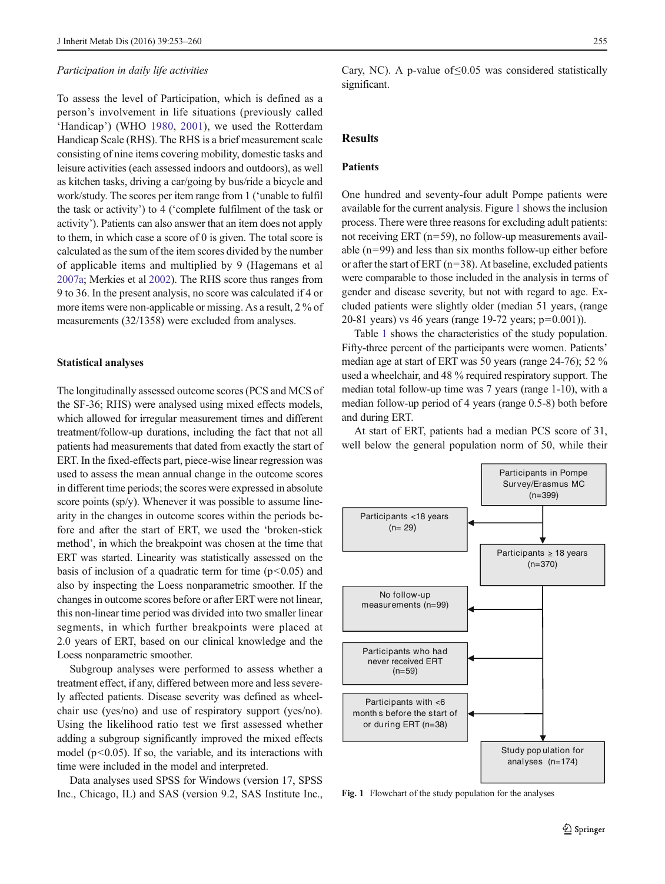*Participation in daily life activities*

To assess the level of Participation, which is defined as a person's involvement in life situations (previously called 'Handicap') (WHO 1980, 2001), we used the Rotterdam Handicap Scale (RHS). The RHS is a brief measurement scale consisting of nine items covering mobility, domestic tasks and leisure activities (each assessed indoors and outdoors), as well as kitchen tasks, driving a car/going by bus/ride a bicycle and work/study. The scores per item range from 1 ('unable to fulfil the task or activity') to 4 ('complete fulfilment of the task or activity'). Patients can also answer that an item does not apply to them, in which case a score of 0 is given. The total score is calculated as the sum of the item scores divided by the number of applicable items and multiplied by 9 (Hagemans et al 2007a; Merkies et al 2002). The RHS score thus ranges from 9 to 36. In the present analysis, no score was calculated if 4 or more items were non-applicable or missing. As a result, 2 % of measurements (32/1358) were excluded from analyses.

## Statistical analyses

The longitudinally assessed outcome scores (PCS and MCS of the SF-36; RHS) were analysed using mixed effects models, which allowed for irregular measurement times and different treatment/follow-up durations, including the fact that not all patients had measurements that dated from exactly the start of ERT. In the fixed-effects part, piece-wise linear regression was used to assess the mean annual change in the outcome scores in different time periods; the scores were expressed in absolute score points (sp/y). Whenever it was possible to assume linearity in the changes in outcome scores within the periods before and after the start of ERT, we used the 'broken-stick method', in which the breakpoint was chosen at the time that ERT was started. Linearity was statistically assessed on the basis of inclusion of a quadratic term for time ($p<0.05$) and also by inspecting the Loess nonparametric smoother. If the changes in outcome scores before or after ERT were not linear, this non-linear time period was divided into two smaller linear segments, in which further breakpoints were placed at 2.0 years of ERT, based on our clinical knowledge and the Loess nonparametric smoother.

Subgroup analyses were performed to assess whether a treatment effect, if any, differed between more and less severely affected patients. Disease severity was defined as wheelchair use (yes/no) and use of respiratory support (yes/no). Using the likelihood ratio test we first assessed whether adding a subgroup significantly improved the mixed effects model ($p<0.05$). If so, the variable, and its interactions with time were included in the model and interpreted.

Data analyses used SPSS for Windows (version 17, SPSS Inc., Chicago, IL) and SAS (version 9.2, SAS Institute Inc., Cary, NC). A p-value of $\leq 0.05$ was considered statistically significant.

## Results

### Patients

One hundred and seventy-four adult Pompe patients were available for the current analysis. Figure 1 shows the inclusion process. There were three reasons for excluding adult patients: not receiving ERT (n=59), no follow-up measurements available (n=99) and less than six months follow-up either before or after the start of ERT (n=38). At baseline, excluded patients were comparable to those included in the analysis in terms of gender and disease severity, but not with regard to age. Excluded patients were slightly older (median 51 years, (range 20-81 years) vs 46 years (range 19-72 years; p=0.001)).

Table 1 shows the characteristics of the study population. Fifty-three percent of the participants were women. Patients' median age at start of ERT was 50 years (range 24-76); 52 % used a wheelchair, and 48 % required respiratory support. The median total follow-up time was 7 years (range 1-10), with a median follow-up period of 4 years (range 0.5-8) both before and during ERT.

At start of ERT, patients had a median PCS score of 31, well below the general population norm of 50, while their

Participants in Pompe Survey/Erasmus MC (n=399)
→ Participants <18 years (n= 29)
Participants ≥ 18 years (n=370)
→ No follow-up measurements (n=99)
→ Participants who had never received ERT (n=59)
→ Participants with <6 months before the start of or during ERT (n=38)
Study population for analyses (n=174)

**Fig. 1** Flowchart of the study population for the analyses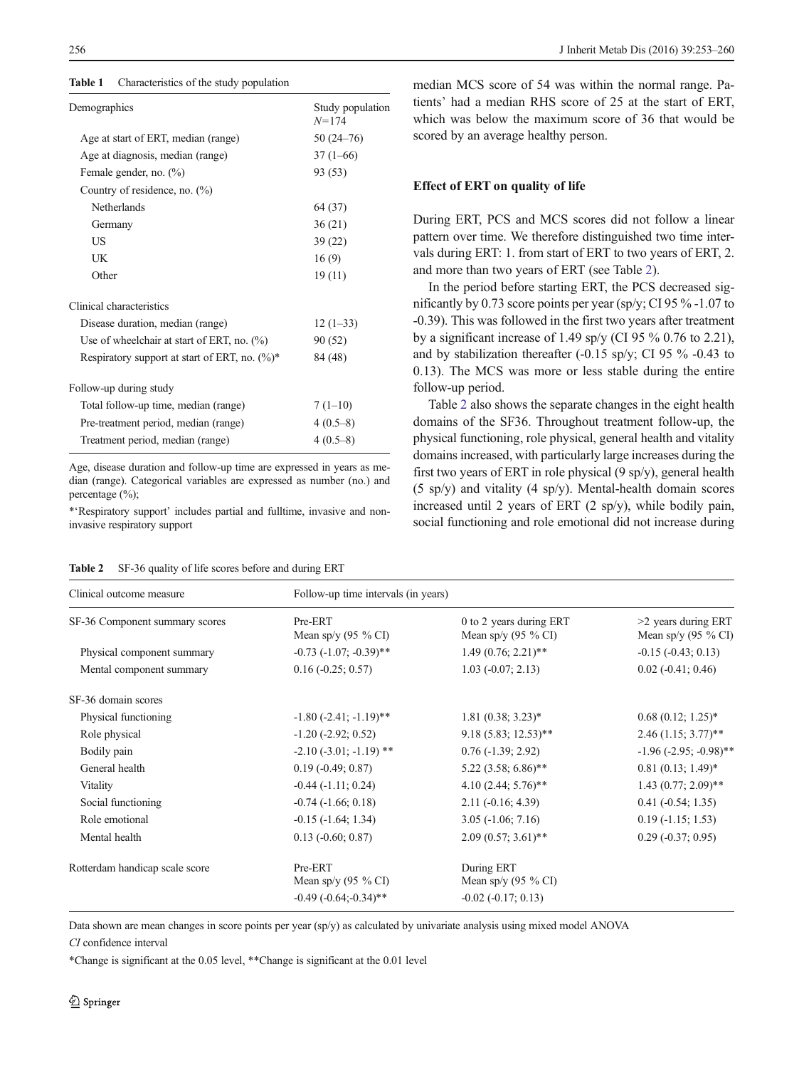**Table 1** Characteristics of the study population

| Demographics | Study population $N$=174 |
|---|---|
| Age at start of ERT, median (range) | 50 (24–76) |
| Age at diagnosis, median (range) | 37 (1–66) |
| Female gender, no. (%) | 93 (53) |
| Country of residence, no. (%) | |
| Netherlands | 64 (37) |
| Germany | 36 (21) |
| US | 39 (22) |
| UK | 16 (9) |
| Other | 19 (11) |
| Clinical characteristics | |
| Disease duration, median (range) | 12 (1–33) |
| Use of wheelchair at start of ERT, no. (%) | 90 (52) |
| Respiratory support at start of ERT, no. (%)* | 84 (48) |
| Follow-up during study | |
| Total follow-up time, median (range) | 7 (1–10) |
| Pre-treatment period, median (range) | 4 (0.5–8) |
| Treatment period, median (range) | 4 (0.5–8) |

Age, disease duration and follow-up time are expressed in years as median (range). Categorical variables are expressed as number (no.) and percentage (%);

*'Respiratory support' includes partial and fulltime, invasive and non-invasive respiratory support

median MCS score of 54 was within the normal range. Patients' had a median RHS score of 25 at the start of ERT, which was below the maximum score of 36 that would be scored by an average healthy person.

### Effect of ERT on quality of life

During ERT, PCS and MCS scores did not follow a linear pattern over time. We therefore distinguished two time intervals during ERT: 1. from start of ERT to two years of ERT, 2. and more than two years of ERT (see Table 2).

In the period before starting ERT, the PCS decreased significantly by 0.73 score points per year (sp/y; CI 95 % -1.07 to -0.39). This was followed in the first two years after treatment by a significant increase of 1.49 sp/y (CI 95 % 0.76 to 2.21), and by stabilization thereafter (-0.15 sp/y; CI 95 % -0.43 to 0.13). The MCS was more or less stable during the entire follow-up period.

Table 2 also shows the separate changes in the eight health domains of the SF36. Throughout treatment follow-up, the physical functioning, role physical, general health and vitality domains increased, with particularly large increases during the first two years of ERT in role physical (9 sp/y), general health (5 sp/y) and vitality (4 sp/y). Mental-health domain scores increased until 2 years of ERT (2 sp/y), while bodily pain, social functioning and role emotional did not increase during

**Table 2** SF-36 quality of life scores before and during ERT

| Clinical outcome measure | Follow-up time intervals (in years) | | |
|---|---|---|---|
| SF-36 Component summary scores | Pre-ERT<br>Mean sp/y (95 % CI) | 0 to 2 years during ERT<br>Mean sp/y (95 % CI) | >2 years during ERT<br>Mean sp/y (95 % CI) |
| Physical component summary | -0.73 (-1.07; -0.39)** | 1.49 (0.76; 2.21)** | -0.15 (-0.43; 0.13) |
| Mental component summary | 0.16 (-0.25; 0.57) | 1.03 (-0.07; 2.13) | 0.02 (-0.41; 0.46) |
| SF-36 domain scores | | | |
| Physical functioning | -1.80 (-2.41; -1.19)** | 1.81 (0.38; 3.23)* | 0.68 (0.12; 1.25)* |
| Role physical | -1.20 (-2.92; 0.52) | 9.18 (5.83; 12.53)** | 2.46 (1.15; 3.77)** |
| Bodily pain | -2.10 (-3.01; -1.19) ** | 0.76 (-1.39; 2.92) | -1.96 (-2.95; -0.98)** |
| General health | 0.19 (-0.49; 0.87) | 5.22 (3.58; 6.86)** | 0.81 (0.13; 1.49)* |
| Vitality | -0.44 (-1.11; 0.24) | 4.10 (2.44; 5.76)** | 1.43 (0.77; 2.09)** |
| Social functioning | -0.74 (-1.66; 0.18) | 2.11 (-0.16; 4.39) | 0.41 (-0.54; 1.35) |
| Role emotional | -0.15 (-1.64; 1.34) | 3.05 (-1.06; 7.16) | 0.19 (-1.15; 1.53) |
| Mental health | 0.13 (-0.60; 0.87) | 2.09 (0.57; 3.61)** | 0.29 (-0.37; 0.95) |
| Rotterdam handicap scale score | Pre-ERT<br>Mean sp/y (95 % CI) | During ERT<br>Mean sp/y (95 % CI) | |
| | -0.49 (-0.64;-0.34)** | -0.02 (-0.17; 0.13) | |

Data shown are mean changes in score points per year (sp/y) as calculated by univariate analysis using mixed model ANOVA

*CI* confidence interval

*Change is significant at the 0.05 level, **Change is significant at the 0.01 level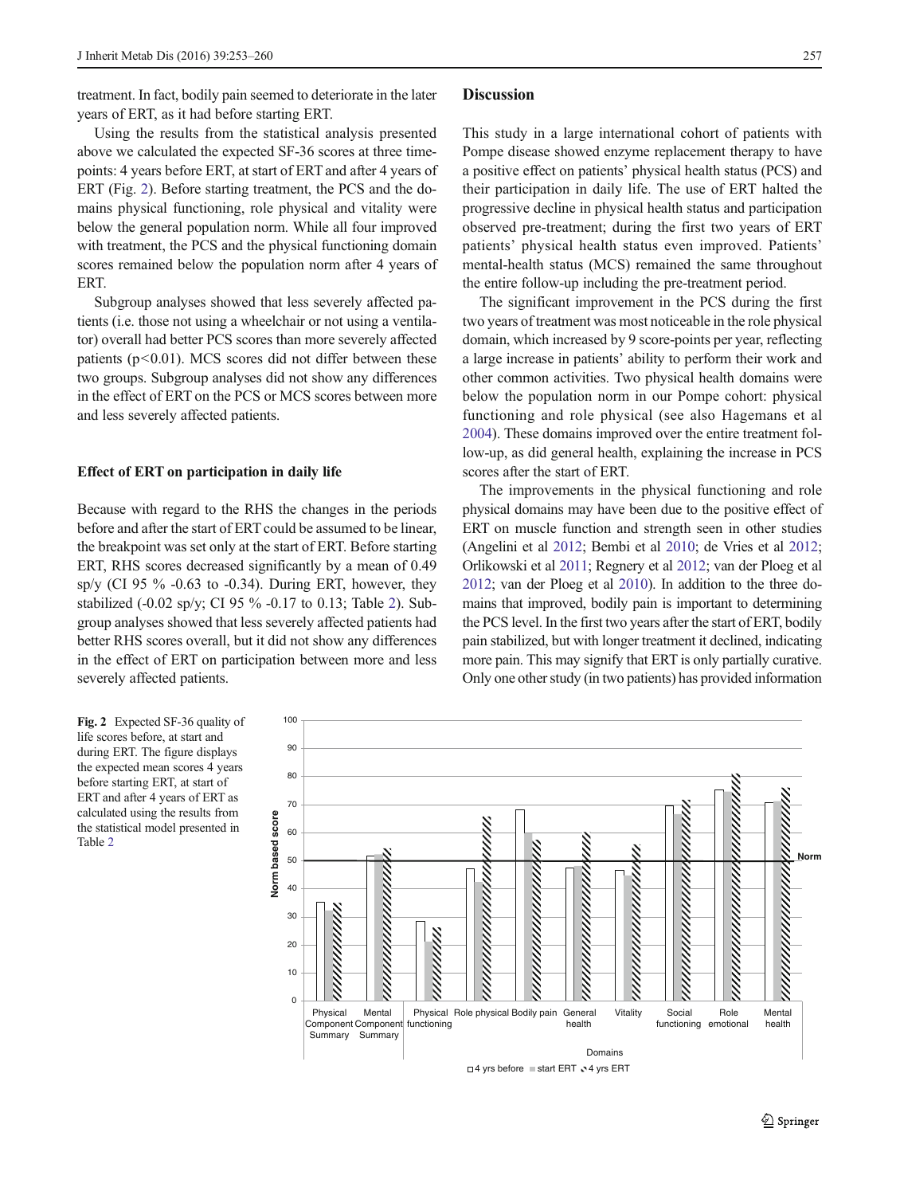treatment. In fact, bodily pain seemed to deteriorate in the later years of ERT, as it had before starting ERT.

Using the results from the statistical analysis presented above we calculated the expected SF-36 scores at three time-points: 4 years before ERT, at start of ERT and after 4 years of ERT (Fig. 2). Before starting treatment, the PCS and the domains physical functioning, role physical and vitality were below the general population norm. While all four improved with treatment, the PCS and the physical functioning domain scores remained below the population norm after 4 years of ERT.

Subgroup analyses showed that less severely affected patients (i.e. those not using a wheelchair or not using a ventilator) overall had better PCS scores than more severely affected patients ($p<0.01$). MCS scores did not differ between these two groups. Subgroup analyses did not show any differences in the effect of ERT on the PCS or MCS scores between more and less severely affected patients.

### Effect of ERT on participation in daily life

Because with regard to the RHS the changes in the periods before and after the start of ERT could be assumed to be linear, the breakpoint was set only at the start of ERT. Before starting ERT, RHS scores decreased significantly by a mean of 0.49 sp/y (CI 95 % -0.63 to -0.34). During ERT, however, they stabilized (-0.02 sp/y; CI 95 % -0.17 to 0.13; Table 2). Subgroup analyses showed that less severely affected patients had better RHS scores overall, but it did not show any differences in the effect of ERT on participation between more and less severely affected patients.

## Discussion

This study in a large international cohort of patients with Pompe disease showed enzyme replacement therapy to have a positive effect on patients' physical health status (PCS) and their participation in daily life. The use of ERT halted the progressive decline in physical health status and participation observed pre-treatment; during the first two years of ERT patients' physical health status even improved. Patients' mental-health status (MCS) remained the same throughout the entire follow-up including the pre-treatment period.

The significant improvement in the PCS during the first two years of treatment was most noticeable in the role physical domain, which increased by 9 score-points per year, reflecting a large increase in patients' ability to perform their work and other common activities. Two physical health domains were below the population norm in our Pompe cohort: physical functioning and role physical (see also Hagemans et al 2004). These domains improved over the entire treatment follow-up, as did general health, explaining the increase in PCS scores after the start of ERT.

The improvements in the physical functioning and role physical domains may have been due to the positive effect of ERT on muscle function and strength seen in other studies (Angelini et al 2012; Bembi et al 2010; de Vries et al 2012; Orlikowski et al 2011; Regnery et al 2012; van der Ploeg et al 2012; van der Ploeg et al 2010). In addition to the three domains that improved, bodily pain is important to determining the PCS level. In the first two years after the start of ERT, bodily pain stabilized, but with longer treatment it declined, indicating more pain. This may signify that ERT is only partially curative. Only one other study (in two patients) has provided information

**Fig. 2** Expected SF-36 quality of life scores before, at start and during ERT. The figure displays the expected mean scores 4 years before starting ERT, at start of ERT and after 4 years of ERT as calculated using the results from the statistical model presented in Table 2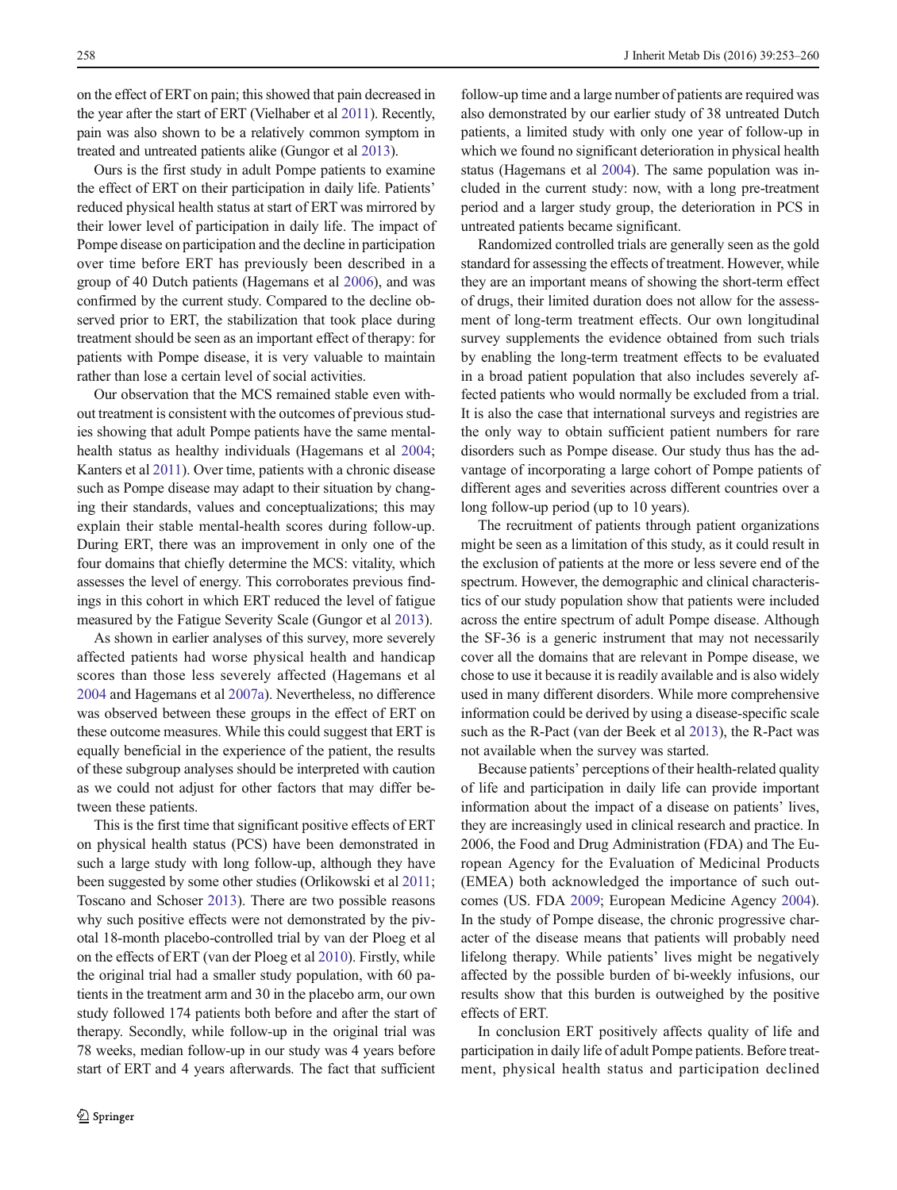on the effect of ERT on pain; this showed that pain decreased in the year after the start of ERT (Vielhaber et al 2011). Recently, pain was also shown to be a relatively common symptom in treated and untreated patients alike (Gungor et al 2013).

Ours is the first study in adult Pompe patients to examine the effect of ERT on their participation in daily life. Patients' reduced physical health status at start of ERT was mirrored by their lower level of participation in daily life. The impact of Pompe disease on participation and the decline in participation over time before ERT has previously been described in a group of 40 Dutch patients (Hagemans et al 2006), and was confirmed by the current study. Compared to the decline observed prior to ERT, the stabilization that took place during treatment should be seen as an important effect of therapy: for patients with Pompe disease, it is very valuable to maintain rather than lose a certain level of social activities.

Our observation that the MCS remained stable even without treatment is consistent with the outcomes of previous studies showing that adult Pompe patients have the same mental-health status as healthy individuals (Hagemans et al 2004; Kanters et al 2011). Over time, patients with a chronic disease such as Pompe disease may adapt to their situation by changing their standards, values and conceptualizations; this may explain their stable mental-health scores during follow-up. During ERT, there was an improvement in only one of the four domains that chiefly determine the MCS: vitality, which assesses the level of energy. This corroborates previous findings in this cohort in which ERT reduced the level of fatigue measured by the Fatigue Severity Scale (Gungor et al 2013).

As shown in earlier analyses of this survey, more severely affected patients had worse physical health and handicap scores than those less severely affected (Hagemans et al 2004 and Hagemans et al 2007a). Nevertheless, no difference was observed between these groups in the effect of ERT on these outcome measures. While this could suggest that ERT is equally beneficial in the experience of the patient, the results of these subgroup analyses should be interpreted with caution as we could not adjust for other factors that may differ between these patients.

This is the first time that significant positive effects of ERT on physical health status (PCS) have been demonstrated in such a large study with long follow-up, although they have been suggested by some other studies (Orlikowski et al 2011; Toscano and Schoser 2013). There are two possible reasons why such positive effects were not demonstrated by the pivotal 18-month placebo-controlled trial by van der Ploeg et al on the effects of ERT (van der Ploeg et al 2010). Firstly, while the original trial had a smaller study population, with 60 patients in the treatment arm and 30 in the placebo arm, our own study followed 174 patients both before and after the start of therapy. Secondly, while follow-up in the original trial was 78 weeks, median follow-up in our study was 4 years before start of ERT and 4 years afterwards. The fact that sufficient follow-up time and a large number of patients are required was also demonstrated by our earlier study of 38 untreated Dutch patients, a limited study with only one year of follow-up in which we found no significant deterioration in physical health status (Hagemans et al 2004). The same population was included in the current study: now, with a long pre-treatment period and a larger study group, the deterioration in PCS in untreated patients became significant.

Randomized controlled trials are generally seen as the gold standard for assessing the effects of treatment. However, while they are an important means of showing the short-term effect of drugs, their limited duration does not allow for the assessment of long-term treatment effects. Our own longitudinal survey supplements the evidence obtained from such trials by enabling the long-term treatment effects to be evaluated in a broad patient population that also includes severely affected patients who would normally be excluded from a trial. It is also the case that international surveys and registries are the only way to obtain sufficient patient numbers for rare disorders such as Pompe disease. Our study thus has the advantage of incorporating a large cohort of Pompe patients of different ages and severities across different countries over a long follow-up period (up to 10 years).

The recruitment of patients through patient organizations might be seen as a limitation of this study, as it could result in the exclusion of patients at the more or less severe end of the spectrum. However, the demographic and clinical characteristics of our study population show that patients were included across the entire spectrum of adult Pompe disease. Although the SF-36 is a generic instrument that may not necessarily cover all the domains that are relevant in Pompe disease, we chose to use it because it is readily available and is also widely used in many different disorders. While more comprehensive information could be derived by using a disease-specific scale such as the R-Pact (van der Beek et al 2013), the R-Pact was not available when the survey was started.

Because patients' perceptions of their health-related quality of life and participation in daily life can provide important information about the impact of a disease on patients' lives, they are increasingly used in clinical research and practice. In 2006, the Food and Drug Administration (FDA) and The European Agency for the Evaluation of Medicinal Products (EMEA) both acknowledged the importance of such outcomes (US. FDA 2009; European Medicine Agency 2004). In the study of Pompe disease, the chronic progressive character of the disease means that patients will probably need lifelong therapy. While patients' lives might be negatively affected by the possible burden of bi-weekly infusions, our results show that this burden is outweighed by the positive effects of ERT.

In conclusion ERT positively affects quality of life and participation in daily life of adult Pompe patients. Before treatment, physical health status and participation declined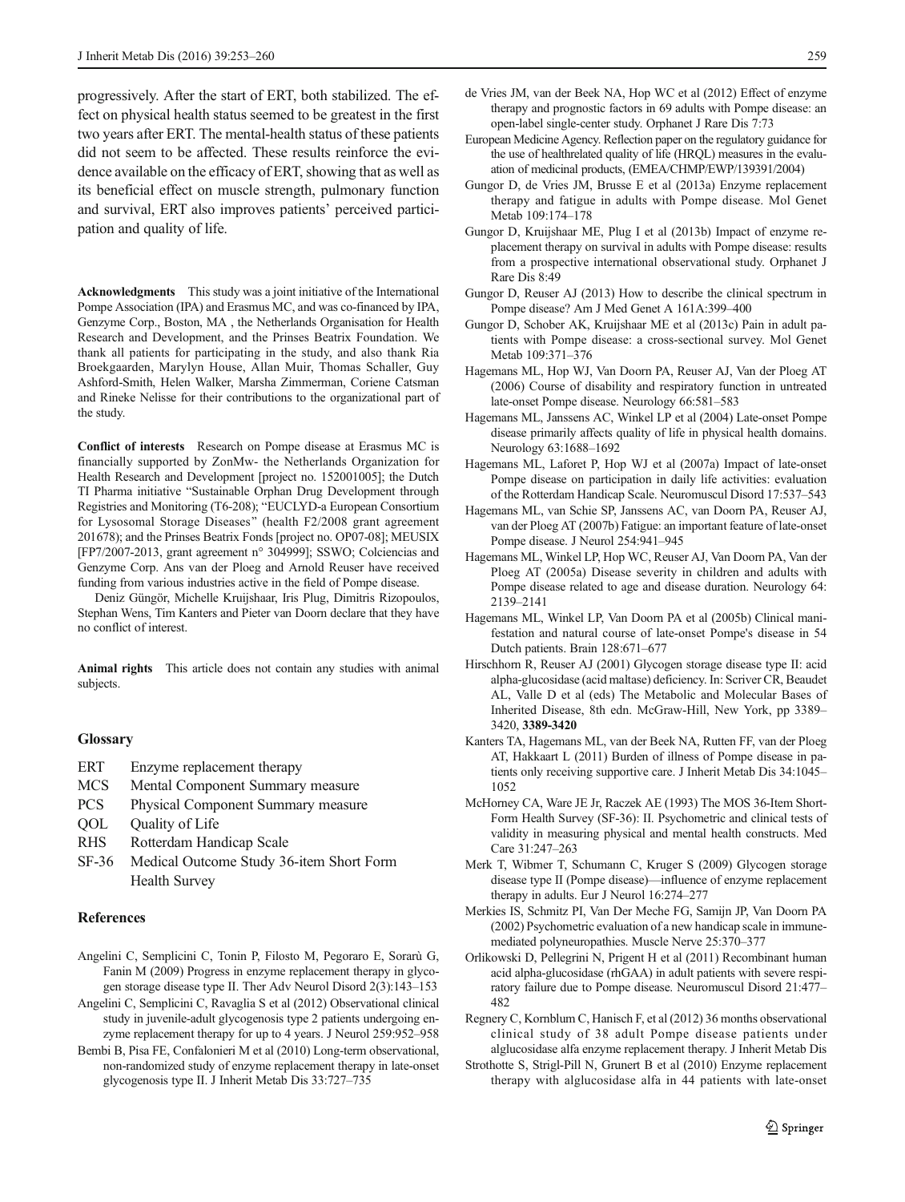progressively. After the start of ERT, both stabilized. The effect on physical health status seemed to be greatest in the first two years after ERT. The mental-health status of these patients did not seem to be affected. These results reinforce the evidence available on the efficacy of ERT, showing that as well as its beneficial effect on muscle strength, pulmonary function and survival, ERT also improves patients' perceived participation and quality of life.

**Acknowledgments** This study was a joint initiative of the International Pompe Association (IPA) and Erasmus MC, and was co-financed by IPA, Genzyme Corp., Boston, MA , the Netherlands Organisation for Health Research and Development, and the Prinses Beatrix Foundation. We thank all patients for participating in the study, and also thank Ria Broekgaarden, Marylyn House, Allan Muir, Thomas Schaller, Guy Ashford-Smith, Helen Walker, Marsha Zimmerman, Coriene Catsman and Rineke Nelisse for their contributions to the organizational part of the study.

**Conflict of interests** Research on Pompe disease at Erasmus MC is financially supported by ZonMw- the Netherlands Organization for Health Research and Development [project no. 152001005]; the Dutch TI Pharma initiative "Sustainable Orphan Drug Development through Registries and Monitoring (T6-208); "EUCLYD-a European Consortium for Lysosomal Storage Diseases" (health F2/2008 grant agreement 201678); and the Prinses Beatrix Fonds [project no. OP07-08]; MEUSIX [FP7/2007-2013, grant agreement n° 304999]; SSWO; Colciencias and Genzyme Corp. Ans van der Ploeg and Arnold Reuser have received funding from various industries active in the field of Pompe disease.

Deniz Güngör, Michelle Kruijshaar, Iris Plug, Dimitris Rizopoulos, Stephan Wens, Tim Kanters and Pieter van Doorn declare that they have no conflict of interest.

**Animal rights** This article does not contain any studies with animal subjects.

## Glossary

- ERT Enzyme replacement therapy
- MCS Mental Component Summary measure
- PCS Physical Component Summary measure
- QOL Quality of Life
- RHS Rotterdam Handicap Scale
- SF-36 Medical Outcome Study 36-item Short Form Health Survey

## References

Angelini C, Semplicini C, Tonin P, Filosto M, Pegoraro E, Sorarù G, Fanin M (2009) Progress in enzyme replacement therapy in glycogen storage disease type II. Ther Adv Neurol Disord 2(3):143–153

Angelini C, Semplicini C, Ravaglia S et al (2012) Observational clinical study in juvenile-adult glycogenosis type 2 patients undergoing enzyme replacement therapy for up to 4 years. J Neurol 259:952–958

Bembi B, Pisa FE, Confalonieri M et al (2010) Long-term observational, non-randomized study of enzyme replacement therapy in late-onset glycogenosis type II. J Inherit Metab Dis 33:727–735

de Vries JM, van der Beek NA, Hop WC et al (2012) Effect of enzyme therapy and prognostic factors in 69 adults with Pompe disease: an open-label single-center study. Orphanet J Rare Dis 7:73

European Medicine Agency. Reflection paper on the regulatory guidance for the use of healthrelated quality of life (HRQL) measures in the evaluation of medicinal products, (EMEA/CHMP/EWP/139391/2004)

Gungor D, de Vries JM, Brusse E et al (2013a) Enzyme replacement therapy and fatigue in adults with Pompe disease. Mol Genet Metab 109:174–178

Gungor D, Kruijshaar ME, Plug I et al (2013b) Impact of enzyme replacement therapy on survival in adults with Pompe disease: results from a prospective international observational study. Orphanet J Rare Dis 8:49

Gungor D, Reuser AJ (2013) How to describe the clinical spectrum in Pompe disease? Am J Med Genet A 161A:399–400

Gungor D, Schober AK, Kruijshaar ME et al (2013c) Pain in adult patients with Pompe disease: a cross-sectional survey. Mol Genet Metab 109:371–376

Hagemans ML, Hop WJ, Van Doorn PA, Reuser AJ, Van der Ploeg AT (2006) Course of disability and respiratory function in untreated late-onset Pompe disease. Neurology 66:581–583

Hagemans ML, Janssens AC, Winkel LP et al (2004) Late-onset Pompe disease primarily affects quality of life in physical health domains. Neurology 63:1688–1692

Hagemans ML, Laforet P, Hop WJ et al (2007a) Impact of late-onset Pompe disease on participation in daily life activities: evaluation of the Rotterdam Handicap Scale. Neuromuscul Disord 17:537–543

Hagemans ML, van Schie SP, Janssens AC, van Doorn PA, Reuser AJ, van der Ploeg AT (2007b) Fatigue: an important feature of late-onset Pompe disease. J Neurol 254:941–945

Hagemans ML, Winkel LP, Hop WC, Reuser AJ, Van Doorn PA, Van der Ploeg AT (2005a) Disease severity in children and adults with Pompe disease related to age and disease duration. Neurology 64: 2139–2141

Hagemans ML, Winkel LP, Van Doorn PA et al (2005b) Clinical manifestation and natural course of late-onset Pompe's disease in 54 Dutch patients. Brain 128:671–677

Hirschhorn R, Reuser AJ (2001) Glycogen storage disease type II: acid alpha-glucosidase (acid maltase) deficiency. In: Scriver CR, Beaudet AL, Valle D et al (eds) The Metabolic and Molecular Bases of Inherited Disease, 8th edn. McGraw-Hill, New York, pp 3389–3420, **3389-3420**

Kanters TA, Hagemans ML, van der Beek NA, Rutten FF, van der Ploeg AT, Hakkaart L (2011) Burden of illness of Pompe disease in patients only receiving supportive care. J Inherit Metab Dis 34:1045–1052

McHorney CA, Ware JE Jr, Raczek AE (1993) The MOS 36-Item Short-Form Health Survey (SF-36): II. Psychometric and clinical tests of validity in measuring physical and mental health constructs. Med Care 31:247–263

Merk T, Wibmer T, Schumann C, Kruger S (2009) Glycogen storage disease type II (Pompe disease)—influence of enzyme replacement therapy in adults. Eur J Neurol 16:274–277

Merkies IS, Schmitz PI, Van Der Meche FG, Samijn JP, Van Doorn PA (2002) Psychometric evaluation of a new handicap scale in immune-mediated polyneuropathies. Muscle Nerve 25:370–377

Orlikowski D, Pellegrini N, Prigent H et al (2011) Recombinant human acid alpha-glucosidase (rhGAA) in adult patients with severe respiratory failure due to Pompe disease. Neuromuscul Disord 21:477–482

Regnery C, Kornblum C, Hanisch F, et al (2012) 36 months observational clinical study of 38 adult Pompe disease patients under alglucosidase alfa enzyme replacement therapy. J Inherit Metab Dis

Strothotte S, Strigl-Pill N, Grunert B et al (2010) Enzyme replacement therapy with alglucosidase alfa in 44 patients with late-onset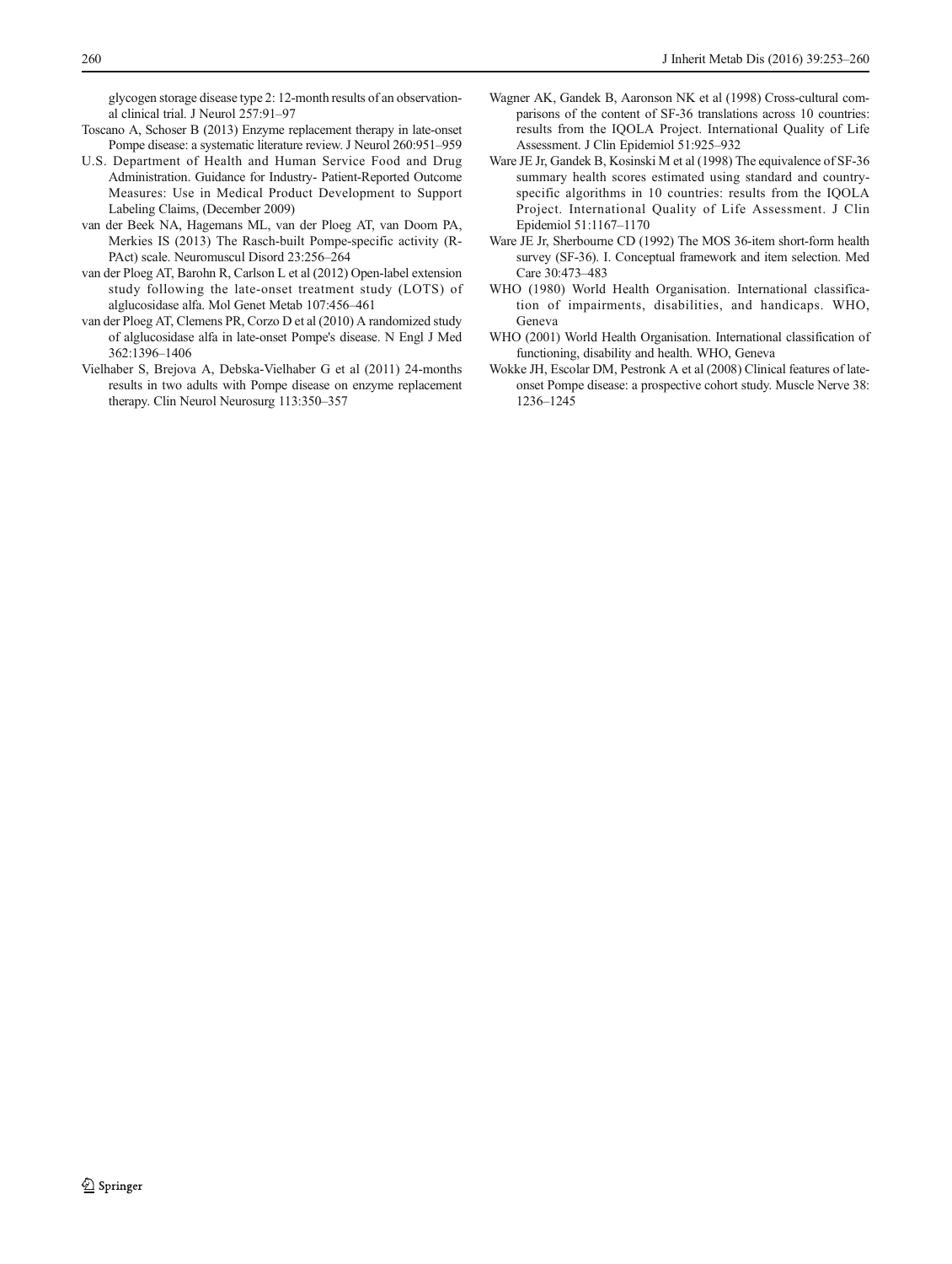glycogen storage disease type 2: 12-month results of an observational clinical trial. J Neurol 257:91–97

Toscano A, Schoser B (2013) Enzyme replacement therapy in late-onset Pompe disease: a systematic literature review. J Neurol 260:951–959

U.S. Department of Health and Human Service Food and Drug Administration. Guidance for Industry- Patient-Reported Outcome Measures: Use in Medical Product Development to Support Labeling Claims, (December 2009)

van der Beek NA, Hagemans ML, van der Ploeg AT, van Doorn PA, Merkies IS (2013) The Rasch-built Pompe-specific activity (R-PAct) scale. Neuromuscul Disord 23:256–264

van der Ploeg AT, Barohn R, Carlson L et al (2012) Open-label extension study following the late-onset treatment study (LOTS) of alglucosidase alfa. Mol Genet Metab 107:456–461

van der Ploeg AT, Clemens PR, Corzo D et al (2010) A randomized study of alglucosidase alfa in late-onset Pompe's disease. N Engl J Med 362:1396–1406

Vielhaber S, Brejova A, Debska-Vielhaber G et al (2011) 24-months results in two adults with Pompe disease on enzyme replacement therapy. Clin Neurol Neurosurg 113:350–357

Wagner AK, Gandek B, Aaronson NK et al (1998) Cross-cultural comparisons of the content of SF-36 translations across 10 countries: results from the IQOLA Project. International Quality of Life Assessment. J Clin Epidemiol 51:925–932

Ware JE Jr, Gandek B, Kosinski M et al (1998) The equivalence of SF-36 summary health scores estimated using standard and country-specific algorithms in 10 countries: results from the IQOLA Project. International Quality of Life Assessment. J Clin Epidemiol 51:1167–1170

Ware JE Jr, Sherbourne CD (1992) The MOS 36-item short-form health survey (SF-36). I. Conceptual framework and item selection. Med Care 30:473–483

WHO (1980) World Health Organisation. International classification of impairments, disabilities, and handicaps. WHO, Geneva

WHO (2001) World Health Organisation. International classification of functioning, disability and health. WHO, Geneva

Wokke JH, Escolar DM, Pestronk A et al (2008) Clinical features of late-onset Pompe disease: a prospective cohort study. Muscle Nerve 38: 1236–1245